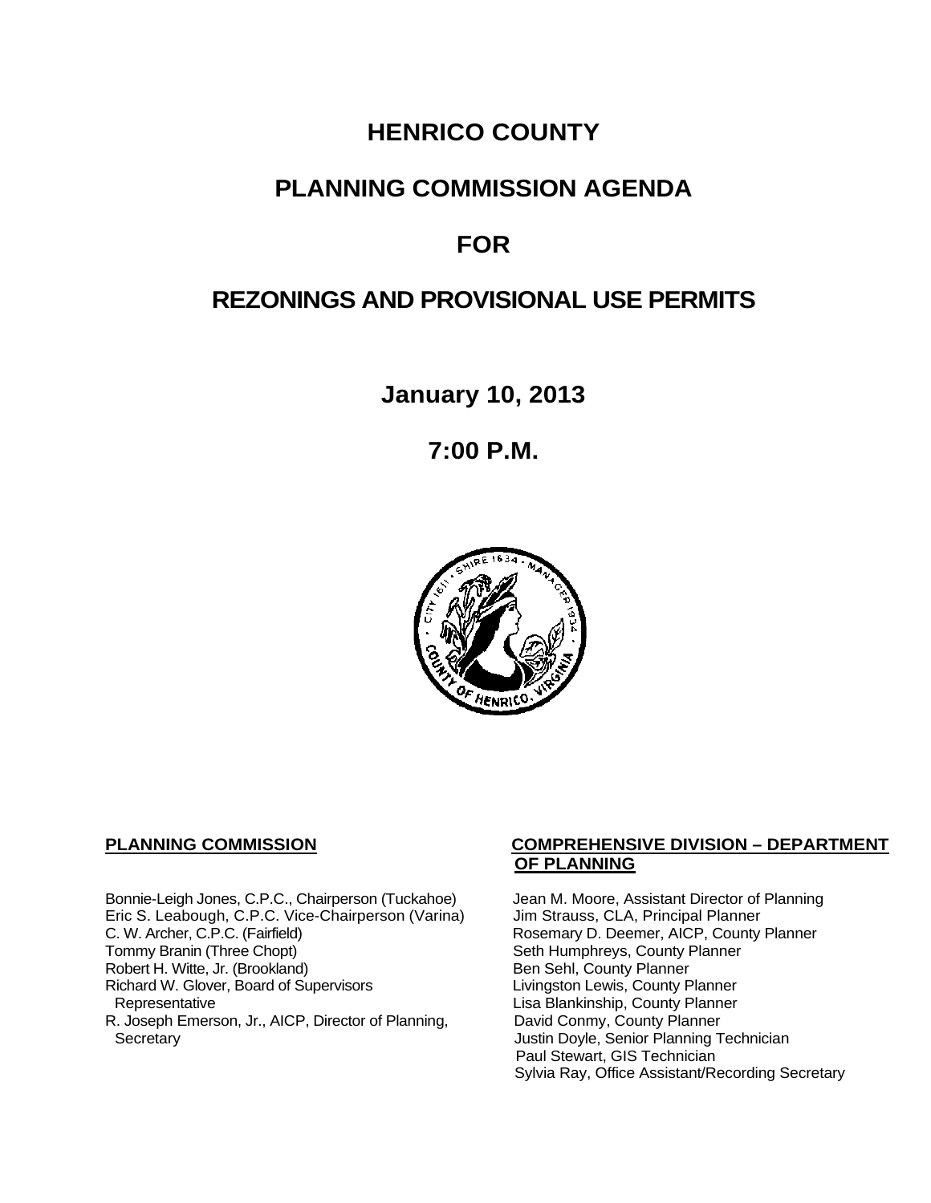# HENRICO COUNTY

# PLANNING COMMISSION AGENDA

# FOR

# REZONINGS AND PROVISIONAL USE PERMITS

## January 10, 2013

## 7:00 P.M.

**PLANNING COMMISSION**

Bonnie-Leigh Jones, C.P.C., Chairperson (Tuckahoe)
Eric S. Leabough, C.P.C. Vice-Chairperson (Varina)
C. W. Archer, C.P.C. (Fairfield)
Tommy Branin (Three Chopt)
Robert H. Witte, Jr. (Brookland)
Richard W. Glover, Board of Supervisors Representative
R. Joseph Emerson, Jr., AICP, Director of Planning, Secretary

**COMPREHENSIVE DIVISION – DEPARTMENT OF PLANNING**

Jean M. Moore, Assistant Director of Planning
Jim Strauss, CLA, Principal Planner
Rosemary D. Deemer, AICP, County Planner
Seth Humphreys, County Planner
Ben Sehl, County Planner
Livingston Lewis, County Planner
Lisa Blankinship, County Planner
David Conmy, County Planner
Justin Doyle, Senior Planning Technician
Paul Stewart, GIS Technician
Sylvia Ray, Office Assistant/Recording Secretary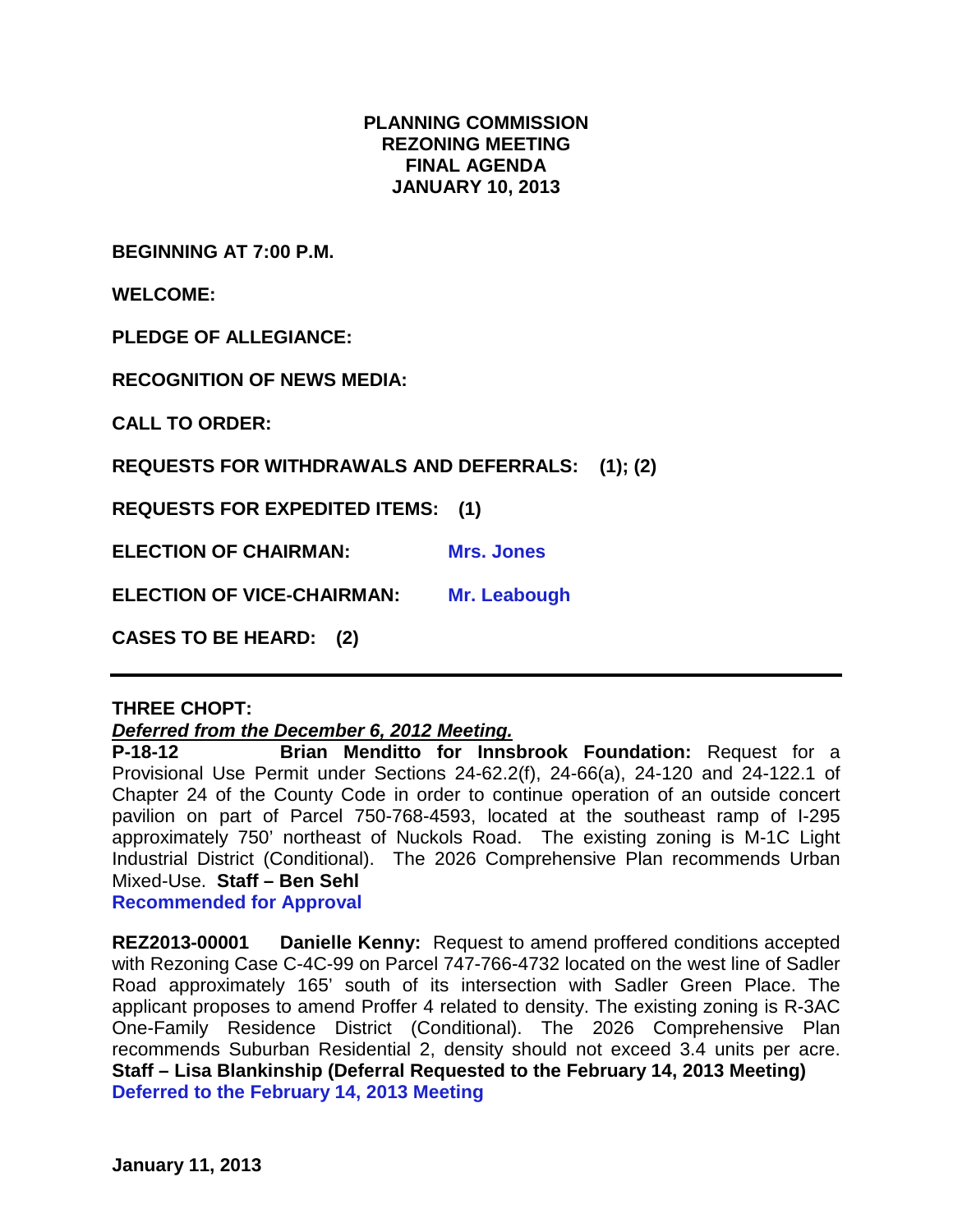# PLANNING COMMISSION
# REZONING MEETING
# FINAL AGENDA
# JANUARY 10, 2013

**BEGINNING AT 7:00 P.M.**

**WELCOME:**

**PLEDGE OF ALLEGIANCE:**

**RECOGNITION OF NEWS MEDIA:**

**CALL TO ORDER:**

**REQUESTS FOR WITHDRAWALS AND DEFERRALS: (1); (2)**

**REQUESTS FOR EXPEDITED ITEMS: (1)**

**ELECTION OF CHAIRMAN:** **Mrs. Jones**

**ELECTION OF VICE-CHAIRMAN:** **Mr. Leabough**

**CASES TO BE HEARD: (2)**

---

**THREE CHOPT:**

***Deferred from the December 6, 2012 Meeting.***

**P-18-12 Brian Menditto for Innsbrook Foundation:** Request for a Provisional Use Permit under Sections 24-62.2(f), 24-66(a), 24-120 and 24-122.1 of Chapter 24 of the County Code in order to continue operation of an outside concert pavilion on part of Parcel 750-768-4593, located at the southeast ramp of I-295 approximately 750' northeast of Nuckols Road. The existing zoning is M-1C Light Industrial District (Conditional). The 2026 Comprehensive Plan recommends Urban Mixed-Use. **Staff – Ben Sehl**

**Recommended for Approval**

**REZ2013-00001 Danielle Kenny:** Request to amend proffered conditions accepted with Rezoning Case C-4C-99 on Parcel 747-766-4732 located on the west line of Sadler Road approximately 165' south of its intersection with Sadler Green Place. The applicant proposes to amend Proffer 4 related to density. The existing zoning is R-3AC One-Family Residence District (Conditional). The 2026 Comprehensive Plan recommends Suburban Residential 2, density should not exceed 3.4 units per acre. **Staff – Lisa Blankinship (Deferral Requested to the February 14, 2013 Meeting)**

**Deferred to the February 14, 2013 Meeting**

**January 11, 2013**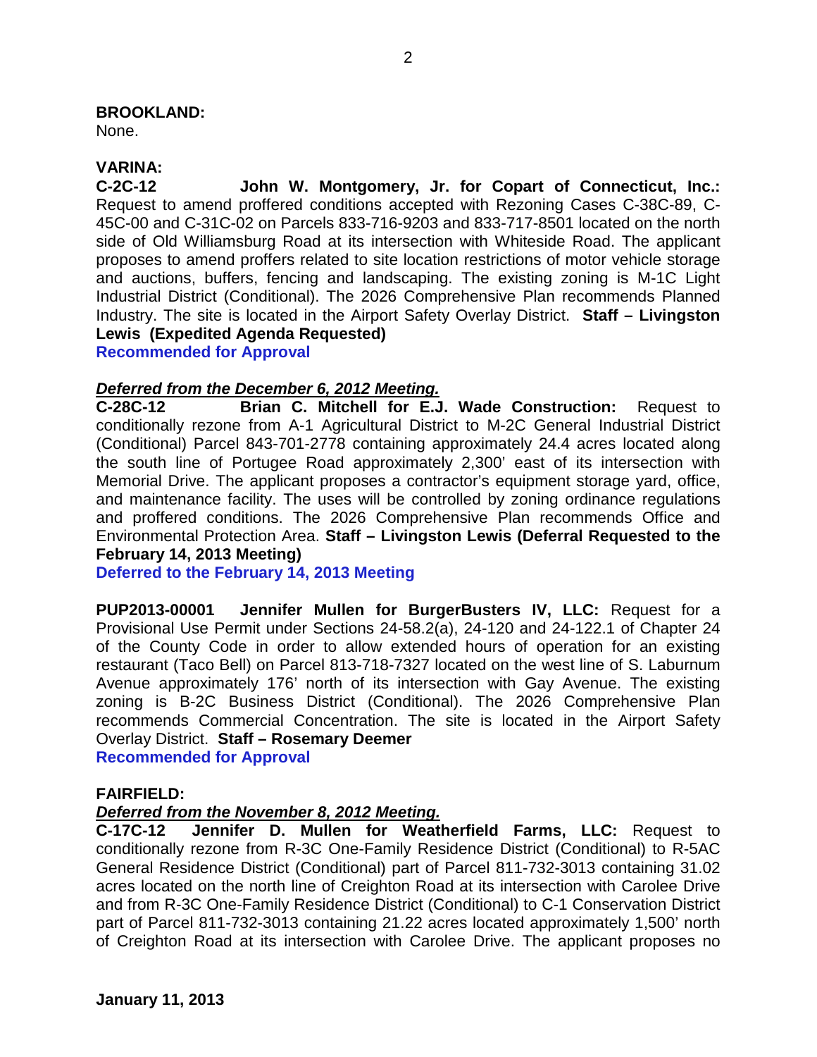**BROOKLAND:**
None.

**VARINA:**
**C-2C-12 John W. Montgomery, Jr. for Copart of Connecticut, Inc.:** Request to amend proffered conditions accepted with Rezoning Cases C-38C-89, C-45C-00 and C-31C-02 on Parcels 833-716-9203 and 833-717-8501 located on the north side of Old Williamsburg Road at its intersection with Whiteside Road. The applicant proposes to amend proffers related to site location restrictions of motor vehicle storage and auctions, buffers, fencing and landscaping. The existing zoning is M-1C Light Industrial District (Conditional). The 2026 Comprehensive Plan recommends Planned Industry. The site is located in the Airport Safety Overlay District. **Staff – Livingston Lewis (Expedited Agenda Requested)**
**Recommended for Approval**

***Deferred from the December 6, 2012 Meeting.***
**C-28C-12 Brian C. Mitchell for E.J. Wade Construction:** Request to conditionally rezone from A-1 Agricultural District to M-2C General Industrial District (Conditional) Parcel 843-701-2778 containing approximately 24.4 acres located along the south line of Portugee Road approximately 2,300' east of its intersection with Memorial Drive. The applicant proposes a contractor's equipment storage yard, office, and maintenance facility. The uses will be controlled by zoning ordinance regulations and proffered conditions. The 2026 Comprehensive Plan recommends Office and Environmental Protection Area. **Staff – Livingston Lewis (Deferral Requested to the February 14, 2013 Meeting)**
**Deferred to the February 14, 2013 Meeting**

**PUP2013-00001 Jennifer Mullen for BurgerBusters IV, LLC:** Request for a Provisional Use Permit under Sections 24-58.2(a), 24-120 and 24-122.1 of Chapter 24 of the County Code in order to allow extended hours of operation for an existing restaurant (Taco Bell) on Parcel 813-718-7327 located on the west line of S. Laburnum Avenue approximately 176' north of its intersection with Gay Avenue. The existing zoning is B-2C Business District (Conditional). The 2026 Comprehensive Plan recommends Commercial Concentration. The site is located in the Airport Safety Overlay District. **Staff – Rosemary Deemer**
**Recommended for Approval**

**FAIRFIELD:**
***Deferred from the November 8, 2012 Meeting.***
**C-17C-12 Jennifer D. Mullen for Weatherfield Farms, LLC:** Request to conditionally rezone from R-3C One-Family Residence District (Conditional) to R-5AC General Residence District (Conditional) part of Parcel 811-732-3013 containing 31.02 acres located on the north line of Creighton Road at its intersection with Carolee Drive and from R-3C One-Family Residence District (Conditional) to C-1 Conservation District part of Parcel 811-732-3013 containing 21.22 acres located approximately 1,500' north of Creighton Road at its intersection with Carolee Drive. The applicant proposes no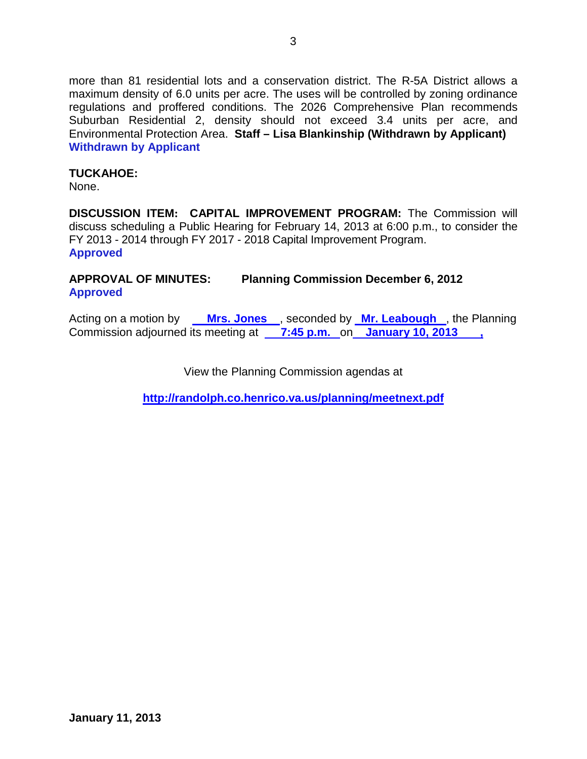more than 81 residential lots and a conservation district. The R-5A District allows a maximum density of 6.0 units per acre. The uses will be controlled by zoning ordinance regulations and proffered conditions. The 2026 Comprehensive Plan recommends Suburban Residential 2, density should not exceed 3.4 units per acre, and Environmental Protection Area. **Staff – Lisa Blankinship (Withdrawn by Applicant)**
**Withdrawn by Applicant**

**TUCKAHOE:**
None.

**DISCUSSION ITEM: CAPITAL IMPROVEMENT PROGRAM:** The Commission will discuss scheduling a Public Hearing for February 14, 2013 at 6:00 p.m., to consider the FY 2013 - 2014 through FY 2017 - 2018 Capital Improvement Program.
**Approved**

**APPROVAL OF MINUTES: Planning Commission December 6, 2012**
**Approved**

Acting on a motion by **Mrs. Jones**, seconded by **Mr. Leabough**, the Planning Commission adjourned its meeting at **7:45 p.m.** on **January 10, 2013 ,**

View the Planning Commission agendas at

**http://randolph.co.henrico.va.us/planning/meetnext.pdf**

**January 11, 2013**